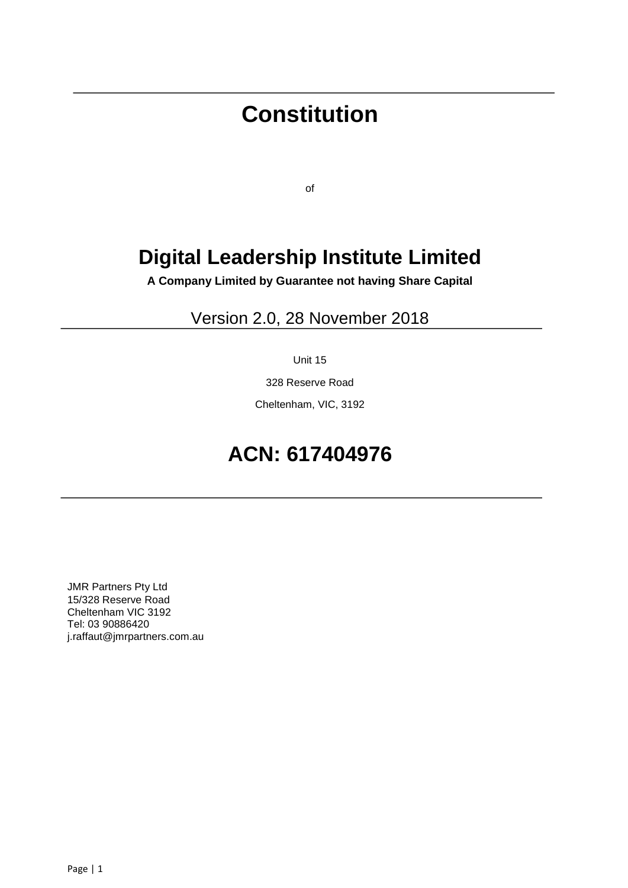# Constitution

of

# Digital Leadership Institute Limited

**A Company Limited by Guarantee not having Share Capital**

Version 2.0, 28 November 2018

Unit 15

328 Reserve Road

Cheltenham, VIC, 3192

## ACN: 617404976

JMR Partners Pty Ltd
15/328 Reserve Road
Cheltenham VIC 3192
Tel: 03 90886420
j.raffaut@jmrpartners.com.au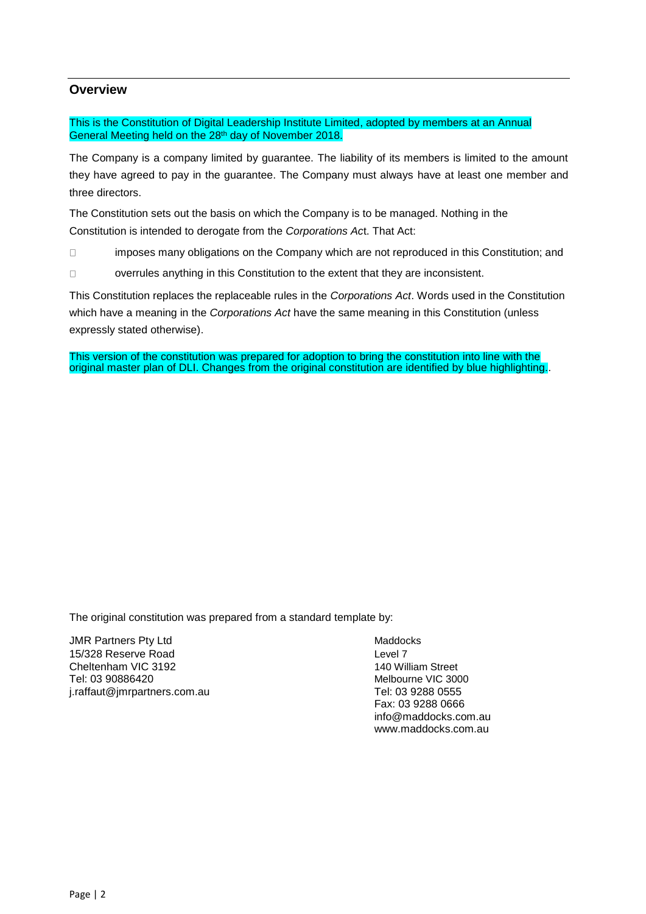## Overview

This is the Constitution of Digital Leadership Institute Limited, adopted by members at an Annual General Meeting held on the 28th day of November 2018.

The Company is a company limited by guarantee. The liability of its members is limited to the amount they have agreed to pay in the guarantee. The Company must always have at least one member and three directors.

The Constitution sets out the basis on which the Company is to be managed. Nothing in the Constitution is intended to derogate from the *Corporations Ac*t. That Act:

- imposes many obligations on the Company which are not reproduced in this Constitution; and
- overrules anything in this Constitution to the extent that they are inconsistent.

This Constitution replaces the replaceable rules in the *Corporations Act*. Words used in the Constitution which have a meaning in the *Corporations Act* have the same meaning in this Constitution (unless expressly stated otherwise).

This version of the constitution was prepared for adoption to bring the constitution into line with the original master plan of DLI. Changes from the original constitution are identified by blue highlighting..

The original constitution was prepared from a standard template by:

JMR Partners Pty Ltd
15/328 Reserve Road
Cheltenham VIC 3192
Tel: 03 90886420
j.raffaut@jmrpartners.com.au

Maddocks
Level 7
140 William Street
Melbourne VIC 3000
Tel: 03 9288 0555
Fax: 03 9288 0666
info@maddocks.com.au
www.maddocks.com.au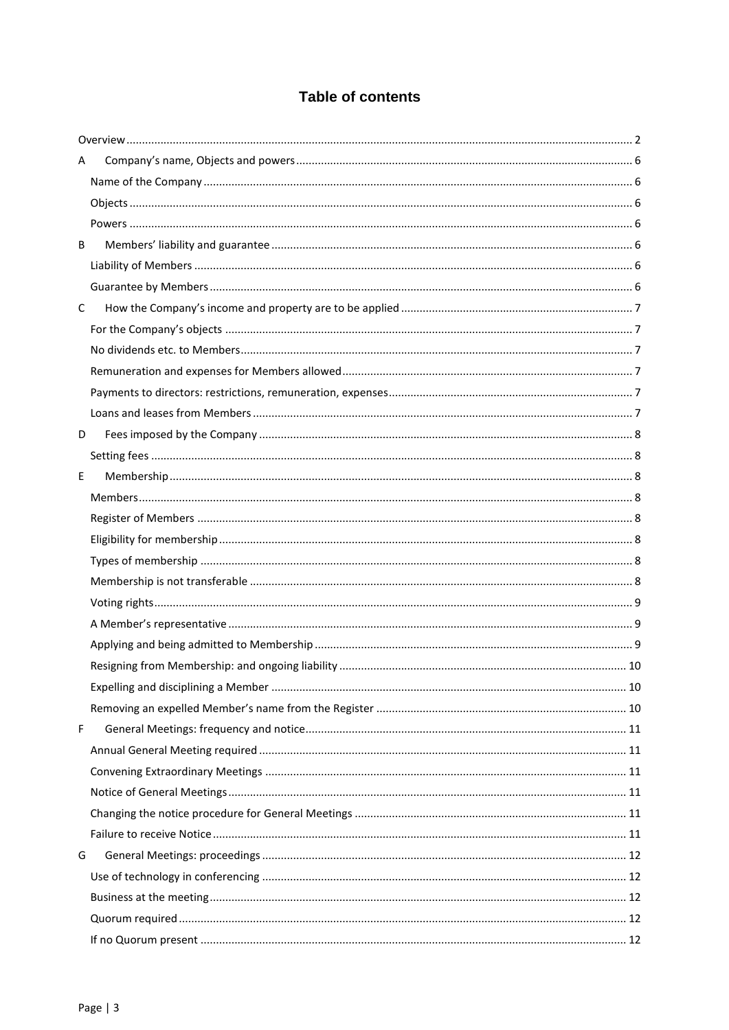# Table of contents

Overview ........ 2

A Company's name, Objects and powers ........ 6

- Name of the Company ........ 6
- Objects ........ 6
- Powers ........ 6

B Members' liability and guarantee ........ 6

- Liability of Members ........ 6
- Guarantee by Members ........ 6

C How the Company's income and property are to be applied ........ 7

- For the Company's objects ........ 7
- No dividends etc. to Members ........ 7
- Remuneration and expenses for Members allowed ........ 7
- Payments to directors: restrictions, remuneration, expenses ........ 7
- Loans and leases from Members ........ 7

D Fees imposed by the Company ........ 8

- Setting fees ........ 8

E Membership ........ 8

- Members ........ 8
- Register of Members ........ 8
- Eligibility for membership ........ 8
- Types of membership ........ 8
- Membership is not transferable ........ 8
- Voting rights ........ 9
- A Member's representative ........ 9
- Applying and being admitted to Membership ........ 9
- Resigning from Membership: and ongoing liability ........ 10
- Expelling and disciplining a Member ........ 10
- Removing an expelled Member's name from the Register ........ 10

F General Meetings: frequency and notice ........ 11

- Annual General Meeting required ........ 11
- Convening Extraordinary Meetings ........ 11
- Notice of General Meetings ........ 11
- Changing the notice procedure for General Meetings ........ 11
- Failure to receive Notice ........ 11

G General Meetings: proceedings ........ 12

- Use of technology in conferencing ........ 12
- Business at the meeting ........ 12
- Quorum required ........ 12
- If no Quorum present ........ 12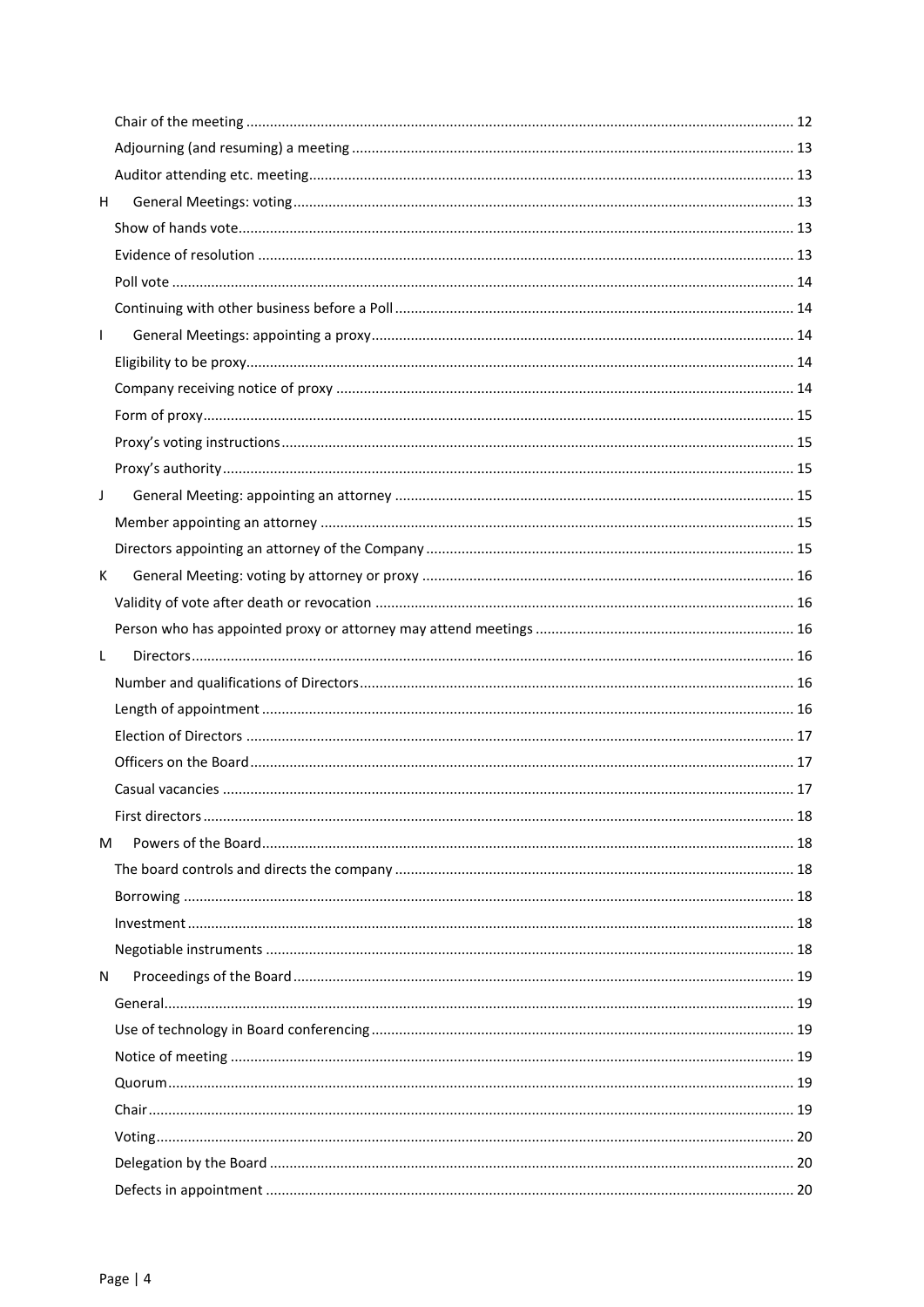Chair of the meeting ........................................................................................................................... 12
Adjourning (and resuming) a meeting ................................................................................................. 13
Auditor attending etc. meeting............................................................................................................ 13

H General Meetings: voting ............................................................................................................... 13

Show of hands vote ............................................................................................................................. 13
Evidence of resolution ........................................................................................................................ 13
Poll vote .............................................................................................................................................. 14
Continuing with other business before a Poll ..................................................................................... 14

I General Meetings: appointing a proxy ............................................................................................ 14

Eligibility to be proxy........................................................................................................................... 14
Company receiving notice of proxy .................................................................................................... 14
Form of proxy ...................................................................................................................................... 15
Proxy's voting instructions .................................................................................................................. 15
Proxy's authority ................................................................................................................................. 15

J General Meeting: appointing an attorney ...................................................................................... 15

Member appointing an attorney ........................................................................................................ 15
Directors appointing an attorney of the Company ............................................................................. 15

K General Meeting: voting by attorney or proxy .............................................................................. 16

Validity of vote after death or revocation ........................................................................................... 16
Person who has appointed proxy or attorney may attend meetings .................................................. 16

L Directors .......................................................................................................................................... 16

Number and qualifications of Directors .............................................................................................. 16
Length of appointment ....................................................................................................................... 16
Election of Directors ........................................................................................................................... 17
Officers on the Board .......................................................................................................................... 17
Casual vacancies ................................................................................................................................. 17
First directors ...................................................................................................................................... 18

M Powers of the Board ....................................................................................................................... 18

The board controls and directs the company ..................................................................................... 18
Borrowing ........................................................................................................................................... 18
Investment .......................................................................................................................................... 18
Negotiable instruments ...................................................................................................................... 18

N Proceedings of the Board ............................................................................................................... 19

General................................................................................................................................................ 19
Use of technology in Board conferencing ............................................................................................ 19
Notice of meeting ............................................................................................................................... 19
Quorum ............................................................................................................................................... 19
Chair .................................................................................................................................................... 19
Voting .................................................................................................................................................. 20
Delegation by the Board ..................................................................................................................... 20
Defects in appointment ...................................................................................................................... 20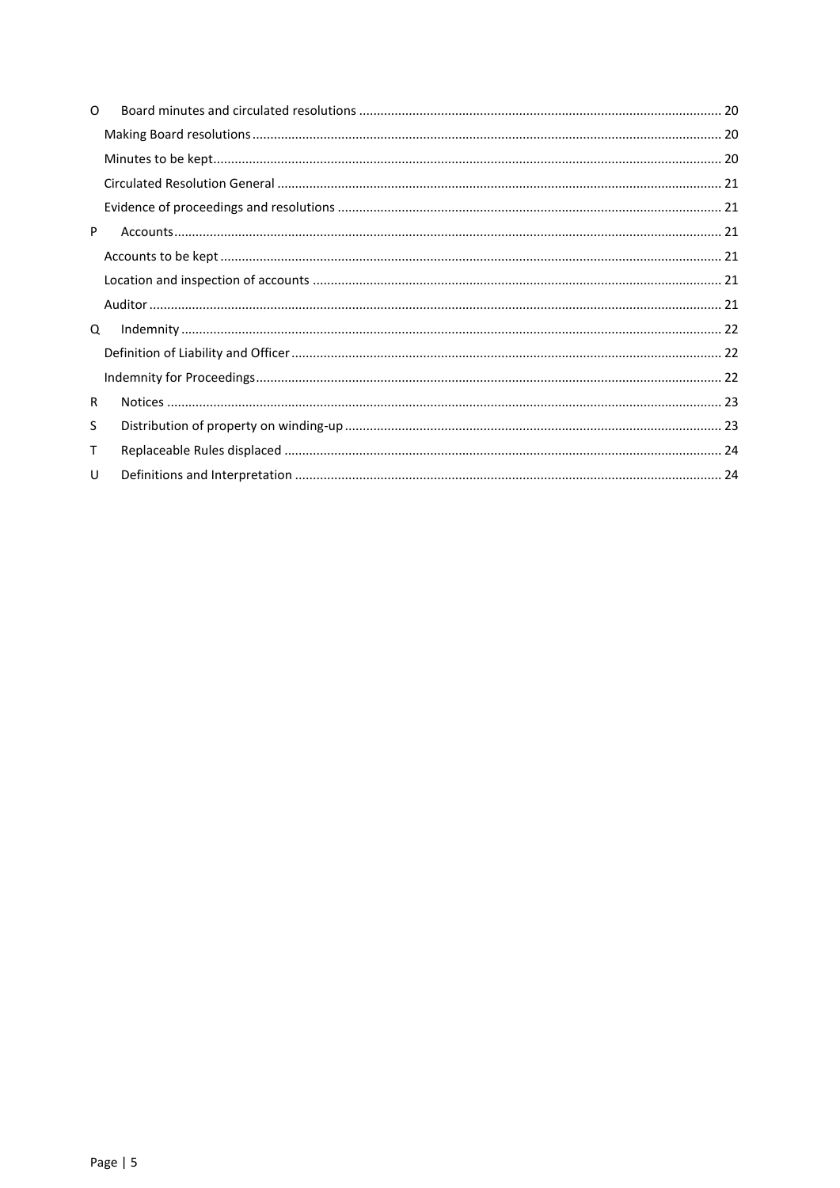O Board minutes and circulated resolutions ..... 20

Making Board resolutions ..... 20

Minutes to be kept ..... 20

Circulated Resolution General ..... 21

Evidence of proceedings and resolutions ..... 21

P Accounts ..... 21

Accounts to be kept ..... 21

Location and inspection of accounts ..... 21

Auditor ..... 21

Q Indemnity ..... 22

Definition of Liability and Officer ..... 22

Indemnity for Proceedings ..... 22

R Notices ..... 23

S Distribution of property on winding-up ..... 23

T Replaceable Rules displaced ..... 24

U Definitions and Interpretation ..... 24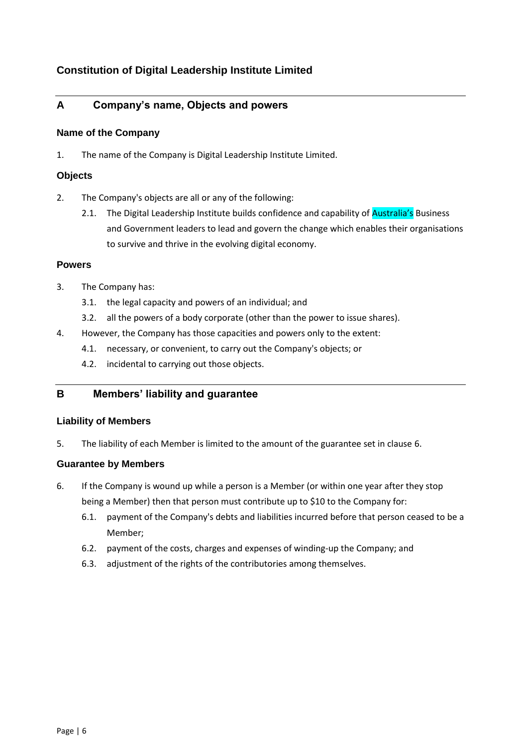## Constitution of Digital Leadership Institute Limited

### A Company's name, Objects and powers

#### Name of the Company

1. The name of the Company is Digital Leadership Institute Limited.

#### Objects

2. The Company's objects are all or any of the following:
   2.1. The Digital Leadership Institute builds confidence and capability of Australia's Business and Government leaders to lead and govern the change which enables their organisations to survive and thrive in the evolving digital economy.

#### Powers

3. The Company has:
   3.1. the legal capacity and powers of an individual; and
   3.2. all the powers of a body corporate (other than the power to issue shares).
4. However, the Company has those capacities and powers only to the extent:
   4.1. necessary, or convenient, to carry out the Company's objects; or
   4.2. incidental to carrying out those objects.

### B Members' liability and guarantee

#### Liability of Members

5. The liability of each Member is limited to the amount of the guarantee set in clause 6.

#### Guarantee by Members

6. If the Company is wound up while a person is a Member (or within one year after they stop being a Member) then that person must contribute up to $10 to the Company for:
   6.1. payment of the Company's debts and liabilities incurred before that person ceased to be a Member;
   6.2. payment of the costs, charges and expenses of winding-up the Company; and
   6.3. adjustment of the rights of the contributories among themselves.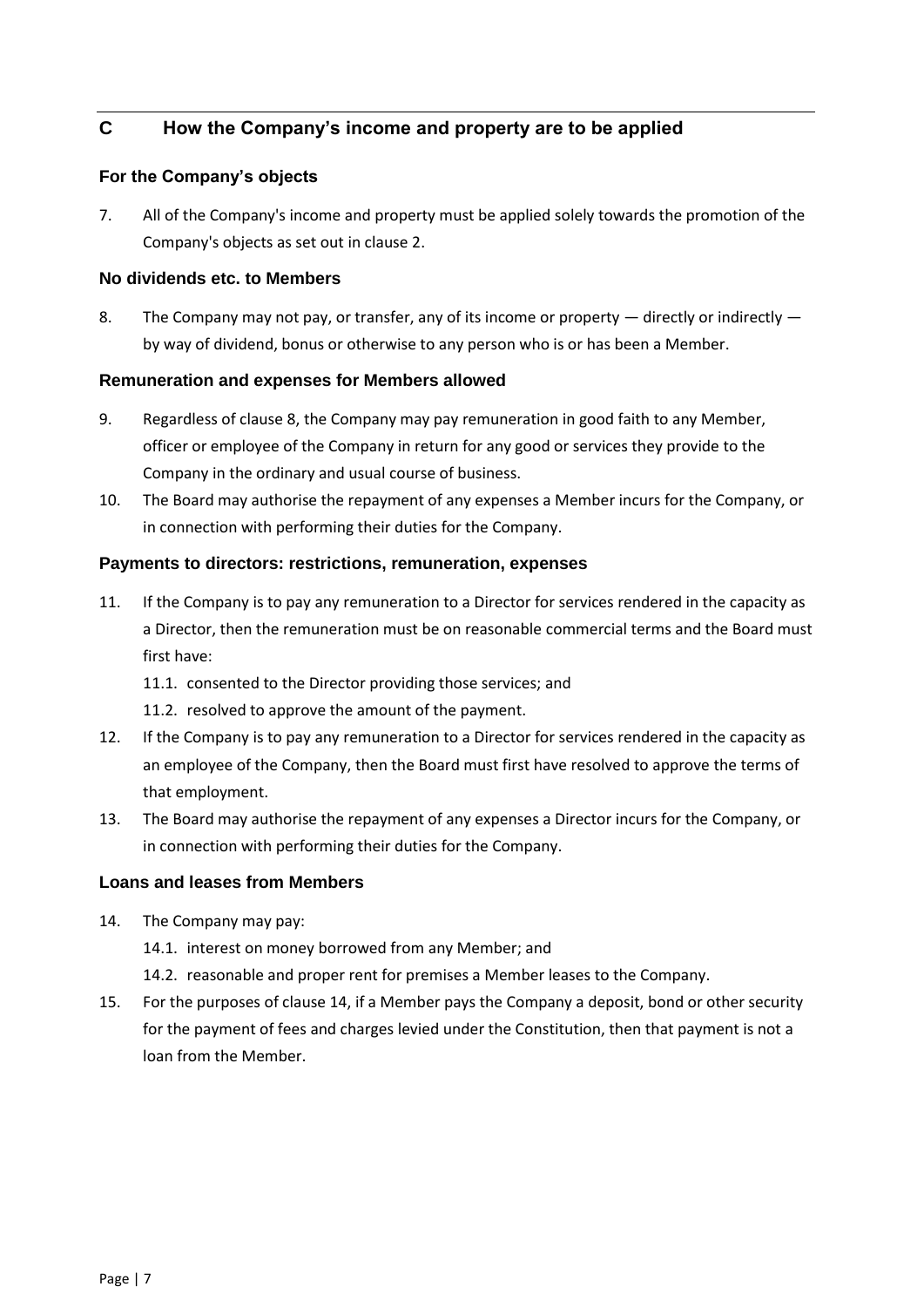## C How the Company's income and property are to be applied

### For the Company's objects

7. All of the Company's income and property must be applied solely towards the promotion of the Company's objects as set out in clause 2.

### No dividends etc. to Members

8. The Company may not pay, or transfer, any of its income or property — directly or indirectly — by way of dividend, bonus or otherwise to any person who is or has been a Member.

### Remuneration and expenses for Members allowed

9. Regardless of clause 8, the Company may pay remuneration in good faith to any Member, officer or employee of the Company in return for any good or services they provide to the Company in the ordinary and usual course of business.
10. The Board may authorise the repayment of any expenses a Member incurs for the Company, or in connection with performing their duties for the Company.

### Payments to directors: restrictions, remuneration, expenses

11. If the Company is to pay any remuneration to a Director for services rendered in the capacity as a Director, then the remuneration must be on reasonable commercial terms and the Board must first have:
    - 11.1. consented to the Director providing those services; and
    - 11.2. resolved to approve the amount of the payment.
12. If the Company is to pay any remuneration to a Director for services rendered in the capacity as an employee of the Company, then the Board must first have resolved to approve the terms of that employment.
13. The Board may authorise the repayment of any expenses a Director incurs for the Company, or in connection with performing their duties for the Company.

### Loans and leases from Members

14. The Company may pay:
    - 14.1. interest on money borrowed from any Member; and
    - 14.2. reasonable and proper rent for premises a Member leases to the Company.
15. For the purposes of clause 14, if a Member pays the Company a deposit, bond or other security for the payment of fees and charges levied under the Constitution, then that payment is not a loan from the Member.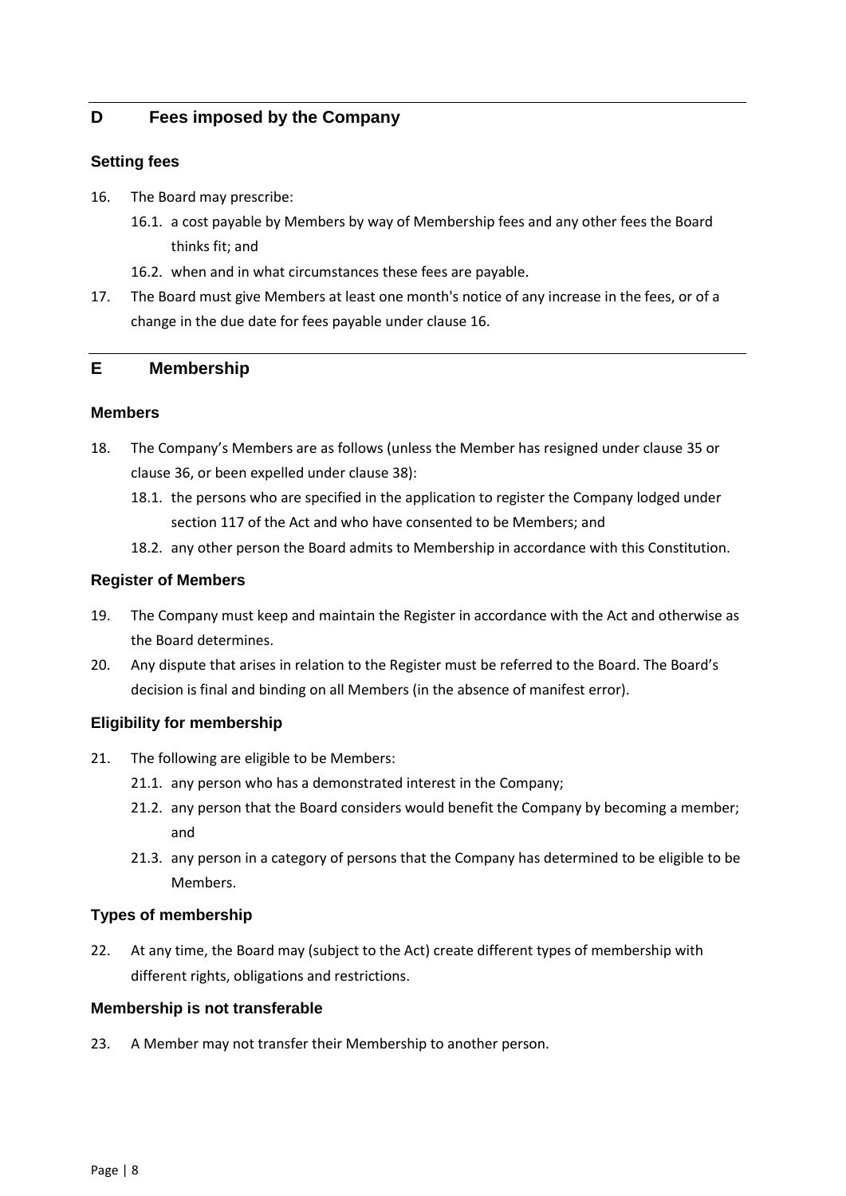## D Fees imposed by the Company

### Setting fees

16. The Board may prescribe:
    16.1. a cost payable by Members by way of Membership fees and any other fees the Board thinks fit; and
    16.2. when and in what circumstances these fees are payable.
17. The Board must give Members at least one month's notice of any increase in the fees, or of a change in the due date for fees payable under clause 16.

## E Membership

### Members

18. The Company's Members are as follows (unless the Member has resigned under clause 35 or clause 36, or been expelled under clause 38):
    18.1. the persons who are specified in the application to register the Company lodged under section 117 of the Act and who have consented to be Members; and
    18.2. any other person the Board admits to Membership in accordance with this Constitution.

### Register of Members

19. The Company must keep and maintain the Register in accordance with the Act and otherwise as the Board determines.
20. Any dispute that arises in relation to the Register must be referred to the Board. The Board's decision is final and binding on all Members (in the absence of manifest error).

### Eligibility for membership

21. The following are eligible to be Members:
    21.1. any person who has a demonstrated interest in the Company;
    21.2. any person that the Board considers would benefit the Company by becoming a member; and
    21.3. any person in a category of persons that the Company has determined to be eligible to be Members.

### Types of membership

22. At any time, the Board may (subject to the Act) create different types of membership with different rights, obligations and restrictions.

### Membership is not transferable

23. A Member may not transfer their Membership to another person.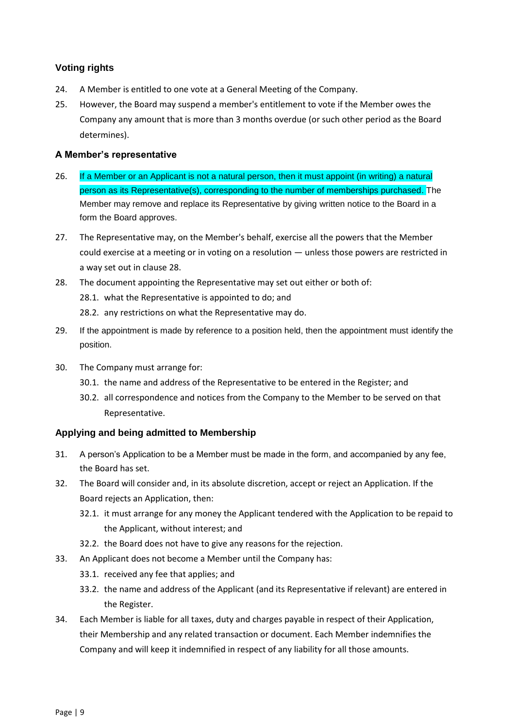### Voting rights

24. A Member is entitled to one vote at a General Meeting of the Company.
25. However, the Board may suspend a member's entitlement to vote if the Member owes the Company any amount that is more than 3 months overdue (or such other period as the Board determines).

### A Member's representative

26. If a Member or an Applicant is not a natural person, then it must appoint (in writing) a natural person as its Representative(s), corresponding to the number of memberships purchased. The Member may remove and replace its Representative by giving written notice to the Board in a form the Board approves.
27. The Representative may, on the Member's behalf, exercise all the powers that the Member could exercise at a meeting or in voting on a resolution — unless those powers are restricted in a way set out in clause 28.
28. The document appointing the Representative may set out either or both of:
    - 28.1. what the Representative is appointed to do; and
    - 28.2. any restrictions on what the Representative may do.
29. If the appointment is made by reference to a position held, then the appointment must identify the position.
30. The Company must arrange for:
    - 30.1. the name and address of the Representative to be entered in the Register; and
    - 30.2. all correspondence and notices from the Company to the Member to be served on that Representative.

### Applying and being admitted to Membership

31. A person's Application to be a Member must be made in the form, and accompanied by any fee, the Board has set.
32. The Board will consider and, in its absolute discretion, accept or reject an Application. If the Board rejects an Application, then:
    - 32.1. it must arrange for any money the Applicant tendered with the Application to be repaid to the Applicant, without interest; and
    - 32.2. the Board does not have to give any reasons for the rejection.
33. An Applicant does not become a Member until the Company has:
    - 33.1. received any fee that applies; and
    - 33.2. the name and address of the Applicant (and its Representative if relevant) are entered in the Register.
34. Each Member is liable for all taxes, duty and charges payable in respect of their Application, their Membership and any related transaction or document. Each Member indemnifies the Company and will keep it indemnified in respect of any liability for all those amounts.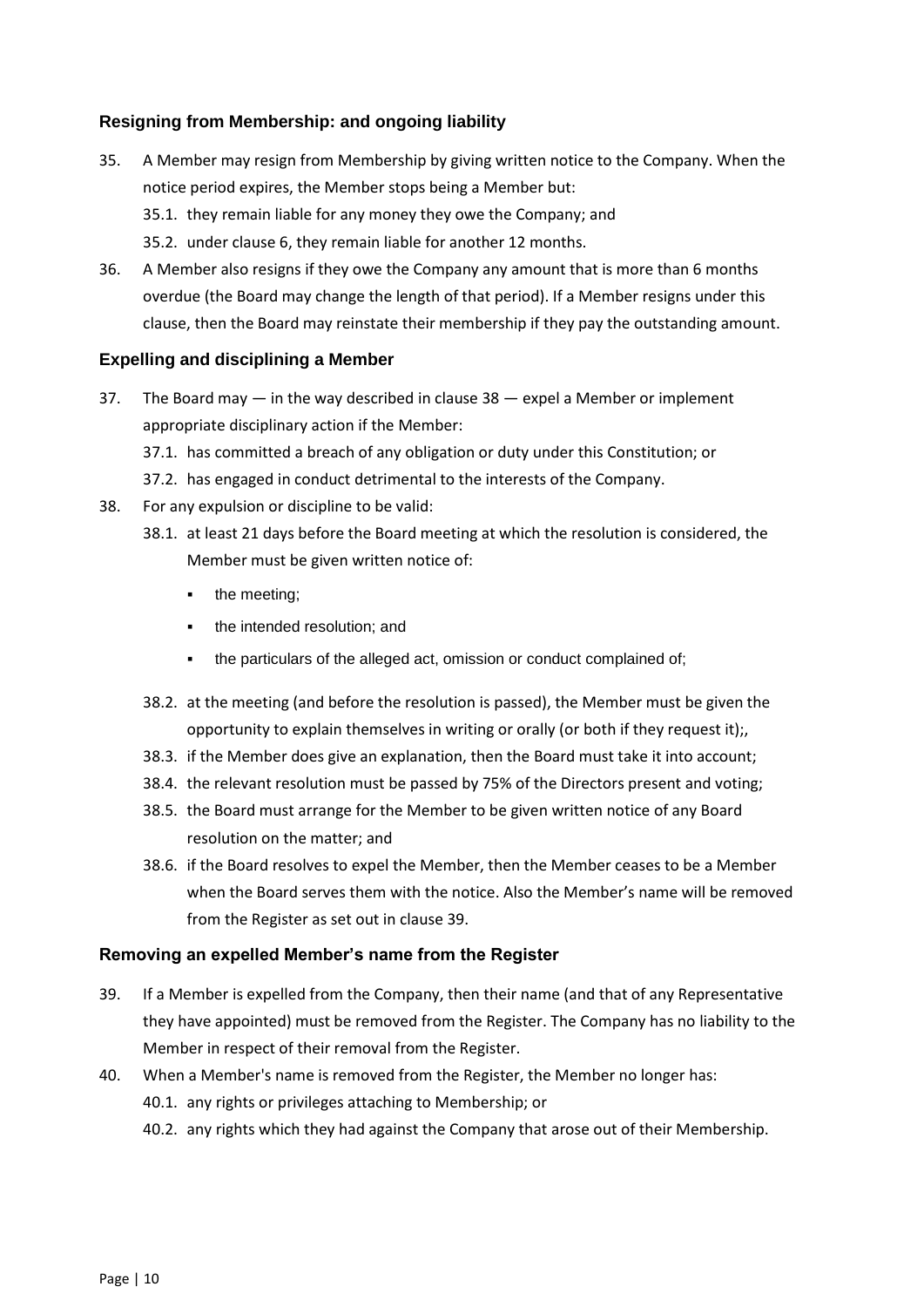### Resigning from Membership: and ongoing liability

35. A Member may resign from Membership by giving written notice to the Company. When the notice period expires, the Member stops being a Member but:
    35.1. they remain liable for any money they owe the Company; and
    35.2. under clause 6, they remain liable for another 12 months.
36. A Member also resigns if they owe the Company any amount that is more than 6 months overdue (the Board may change the length of that period). If a Member resigns under this clause, then the Board may reinstate their membership if they pay the outstanding amount.

### Expelling and disciplining a Member

37. The Board may — in the way described in clause 38 — expel a Member or implement appropriate disciplinary action if the Member:
    37.1. has committed a breach of any obligation or duty under this Constitution; or
    37.2. has engaged in conduct detrimental to the interests of the Company.
38. For any expulsion or discipline to be valid:
    38.1. at least 21 days before the Board meeting at which the resolution is considered, the Member must be given written notice of:
    - the meeting;
    - the intended resolution; and
    - the particulars of the alleged act, omission or conduct complained of;

    38.2. at the meeting (and before the resolution is passed), the Member must be given the opportunity to explain themselves in writing or orally (or both if they request it);,
    38.3. if the Member does give an explanation, then the Board must take it into account;
    38.4. the relevant resolution must be passed by 75% of the Directors present and voting;
    38.5. the Board must arrange for the Member to be given written notice of any Board resolution on the matter; and
    38.6. if the Board resolves to expel the Member, then the Member ceases to be a Member when the Board serves them with the notice. Also the Member's name will be removed from the Register as set out in clause 39.

### Removing an expelled Member's name from the Register

39. If a Member is expelled from the Company, then their name (and that of any Representative they have appointed) must be removed from the Register. The Company has no liability to the Member in respect of their removal from the Register.
40. When a Member's name is removed from the Register, the Member no longer has:
    40.1. any rights or privileges attaching to Membership; or
    40.2. any rights which they had against the Company that arose out of their Membership.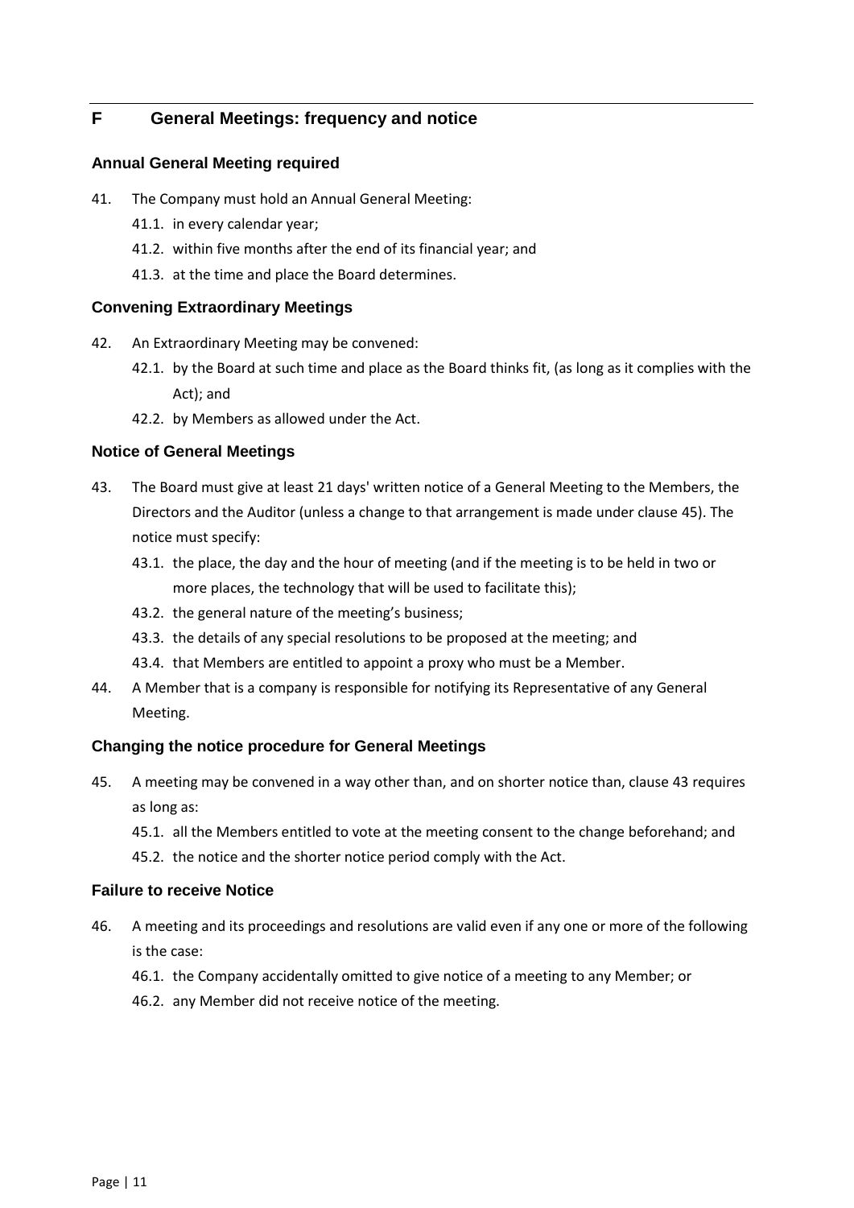## F General Meetings: frequency and notice

### Annual General Meeting required

41. The Company must hold an Annual General Meeting:
    41.1. in every calendar year;
    41.2. within five months after the end of its financial year; and
    41.3. at the time and place the Board determines.

### Convening Extraordinary Meetings

42. An Extraordinary Meeting may be convened:
    42.1. by the Board at such time and place as the Board thinks fit, (as long as it complies with the Act); and
    42.2. by Members as allowed under the Act.

### Notice of General Meetings

43. The Board must give at least 21 days' written notice of a General Meeting to the Members, the Directors and the Auditor (unless a change to that arrangement is made under clause 45). The notice must specify:
    43.1. the place, the day and the hour of meeting (and if the meeting is to be held in two or more places, the technology that will be used to facilitate this);
    43.2. the general nature of the meeting's business;
    43.3. the details of any special resolutions to be proposed at the meeting; and
    43.4. that Members are entitled to appoint a proxy who must be a Member.
44. A Member that is a company is responsible for notifying its Representative of any General Meeting.

### Changing the notice procedure for General Meetings

45. A meeting may be convened in a way other than, and on shorter notice than, clause 43 requires as long as:
    45.1. all the Members entitled to vote at the meeting consent to the change beforehand; and
    45.2. the notice and the shorter notice period comply with the Act.

### Failure to receive Notice

46. A meeting and its proceedings and resolutions are valid even if any one or more of the following is the case:
    46.1. the Company accidentally omitted to give notice of a meeting to any Member; or
    46.2. any Member did not receive notice of the meeting.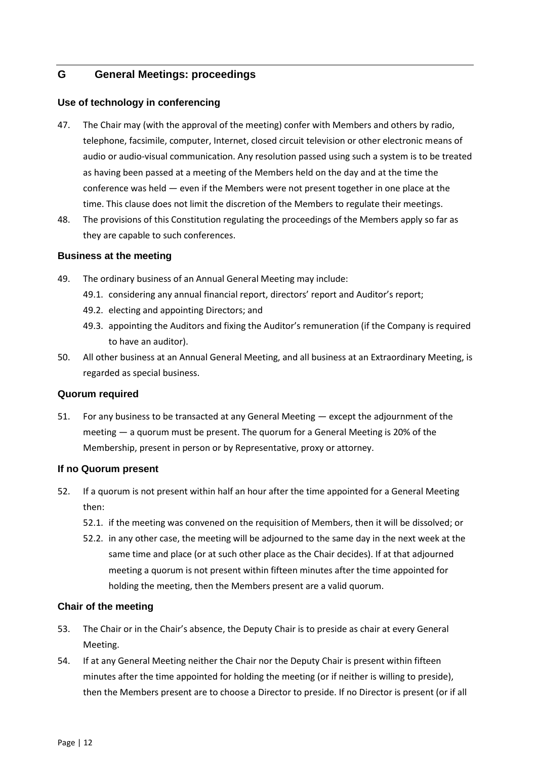## G General Meetings: proceedings

### Use of technology in conferencing

47. The Chair may (with the approval of the meeting) confer with Members and others by radio, telephone, facsimile, computer, Internet, closed circuit television or other electronic means of audio or audio-visual communication. Any resolution passed using such a system is to be treated as having been passed at a meeting of the Members held on the day and at the time the conference was held — even if the Members were not present together in one place at the time. This clause does not limit the discretion of the Members to regulate their meetings.
48. The provisions of this Constitution regulating the proceedings of the Members apply so far as they are capable to such conferences.

### Business at the meeting

49. The ordinary business of an Annual General Meeting may include:
    49.1. considering any annual financial report, directors' report and Auditor's report;
    49.2. electing and appointing Directors; and
    49.3. appointing the Auditors and fixing the Auditor's remuneration (if the Company is required to have an auditor).
50. All other business at an Annual General Meeting, and all business at an Extraordinary Meeting, is regarded as special business.

### Quorum required

51. For any business to be transacted at any General Meeting — except the adjournment of the meeting — a quorum must be present. The quorum for a General Meeting is 20% of the Membership, present in person or by Representative, proxy or attorney.

### If no Quorum present

52. If a quorum is not present within half an hour after the time appointed for a General Meeting then:
    52.1. if the meeting was convened on the requisition of Members, then it will be dissolved; or
    52.2. in any other case, the meeting will be adjourned to the same day in the next week at the same time and place (or at such other place as the Chair decides). If at that adjourned meeting a quorum is not present within fifteen minutes after the time appointed for holding the meeting, then the Members present are a valid quorum.

### Chair of the meeting

53. The Chair or in the Chair's absence, the Deputy Chair is to preside as chair at every General Meeting.
54. If at any General Meeting neither the Chair nor the Deputy Chair is present within fifteen minutes after the time appointed for holding the meeting (or if neither is willing to preside), then the Members present are to choose a Director to preside. If no Director is present (or if all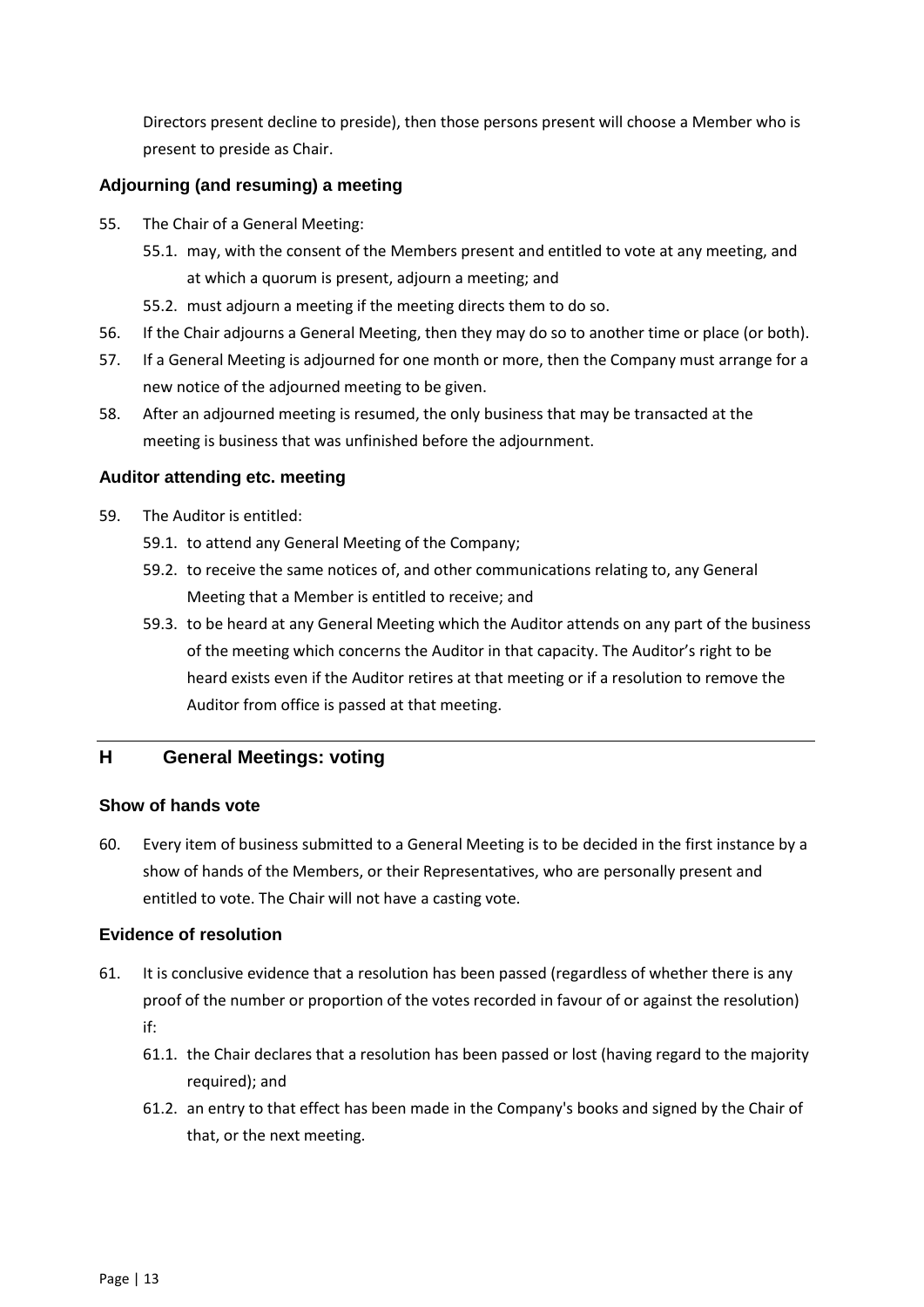Directors present decline to preside), then those persons present will choose a Member who is present to preside as Chair.

### Adjourning (and resuming) a meeting

55. The Chair of a General Meeting:
    55.1. may, with the consent of the Members present and entitled to vote at any meeting, and at which a quorum is present, adjourn a meeting; and
    55.2. must adjourn a meeting if the meeting directs them to do so.
56. If the Chair adjourns a General Meeting, then they may do so to another time or place (or both).
57. If a General Meeting is adjourned for one month or more, then the Company must arrange for a new notice of the adjourned meeting to be given.
58. After an adjourned meeting is resumed, the only business that may be transacted at the meeting is business that was unfinished before the adjournment.

### Auditor attending etc. meeting

59. The Auditor is entitled:
    59.1. to attend any General Meeting of the Company;
    59.2. to receive the same notices of, and other communications relating to, any General Meeting that a Member is entitled to receive; and
    59.3. to be heard at any General Meeting which the Auditor attends on any part of the business of the meeting which concerns the Auditor in that capacity. The Auditor's right to be heard exists even if the Auditor retires at that meeting or if a resolution to remove the Auditor from office is passed at that meeting.

## H General Meetings: voting

### Show of hands vote

60. Every item of business submitted to a General Meeting is to be decided in the first instance by a show of hands of the Members, or their Representatives, who are personally present and entitled to vote. The Chair will not have a casting vote.

### Evidence of resolution

61. It is conclusive evidence that a resolution has been passed (regardless of whether there is any proof of the number or proportion of the votes recorded in favour of or against the resolution) if:
    61.1. the Chair declares that a resolution has been passed or lost (having regard to the majority required); and
    61.2. an entry to that effect has been made in the Company's books and signed by the Chair of that, or the next meeting.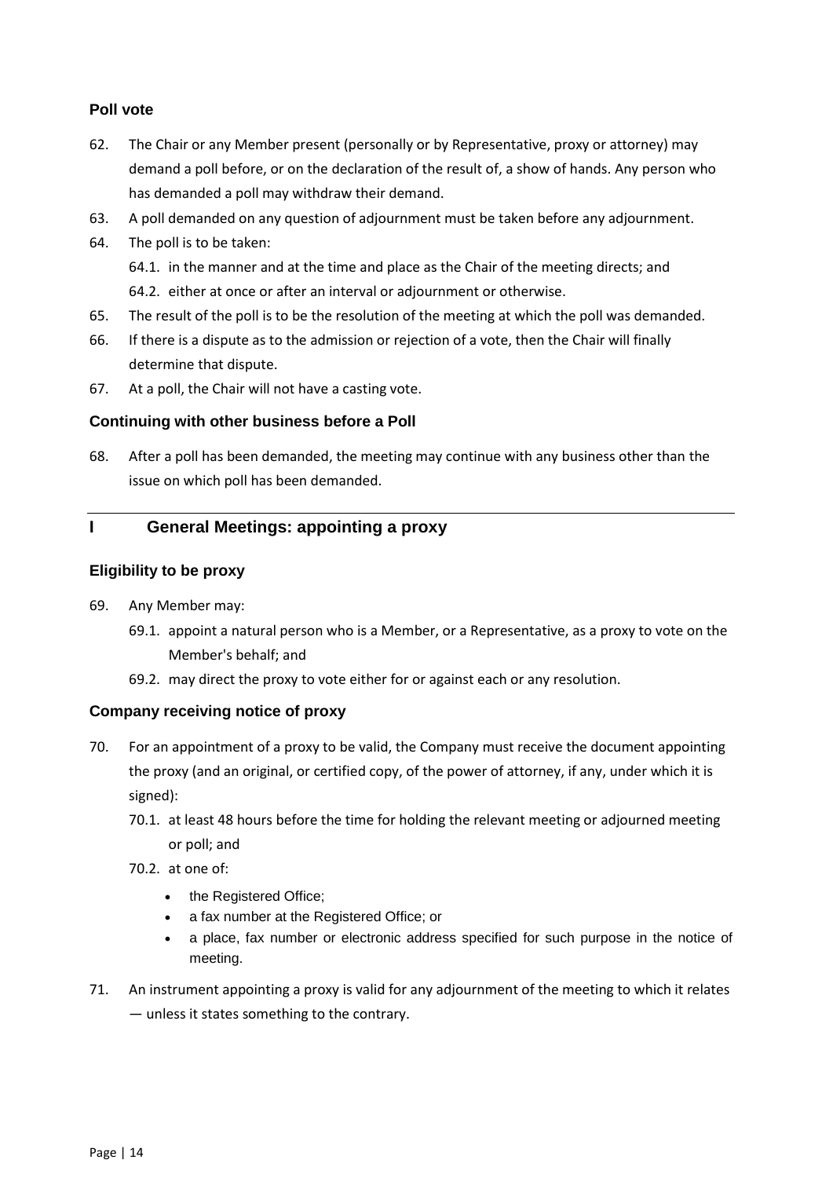### Poll vote

62. The Chair or any Member present (personally or by Representative, proxy or attorney) may demand a poll before, or on the declaration of the result of, a show of hands. Any person who has demanded a poll may withdraw their demand.
63. A poll demanded on any question of adjournment must be taken before any adjournment.
64. The poll is to be taken:
    64.1. in the manner and at the time and place as the Chair of the meeting directs; and
    64.2. either at once or after an interval or adjournment or otherwise.
65. The result of the poll is to be the resolution of the meeting at which the poll was demanded.
66. If there is a dispute as to the admission or rejection of a vote, then the Chair will finally determine that dispute.
67. At a poll, the Chair will not have a casting vote.

### Continuing with other business before a Poll

68. After a poll has been demanded, the meeting may continue with any business other than the issue on which poll has been demanded.

## I General Meetings: appointing a proxy

### Eligibility to be proxy

69. Any Member may:
    69.1. appoint a natural person who is a Member, or a Representative, as a proxy to vote on the Member's behalf; and
    69.2. may direct the proxy to vote either for or against each or any resolution.

### Company receiving notice of proxy

70. For an appointment of a proxy to be valid, the Company must receive the document appointing the proxy (and an original, or certified copy, of the power of attorney, if any, under which it is signed):
    70.1. at least 48 hours before the time for holding the relevant meeting or adjourned meeting or poll; and
    70.2. at one of:
    - the Registered Office;
    - a fax number at the Registered Office; or
    - a place, fax number or electronic address specified for such purpose in the notice of meeting.
71. An instrument appointing a proxy is valid for any adjournment of the meeting to which it relates — unless it states something to the contrary.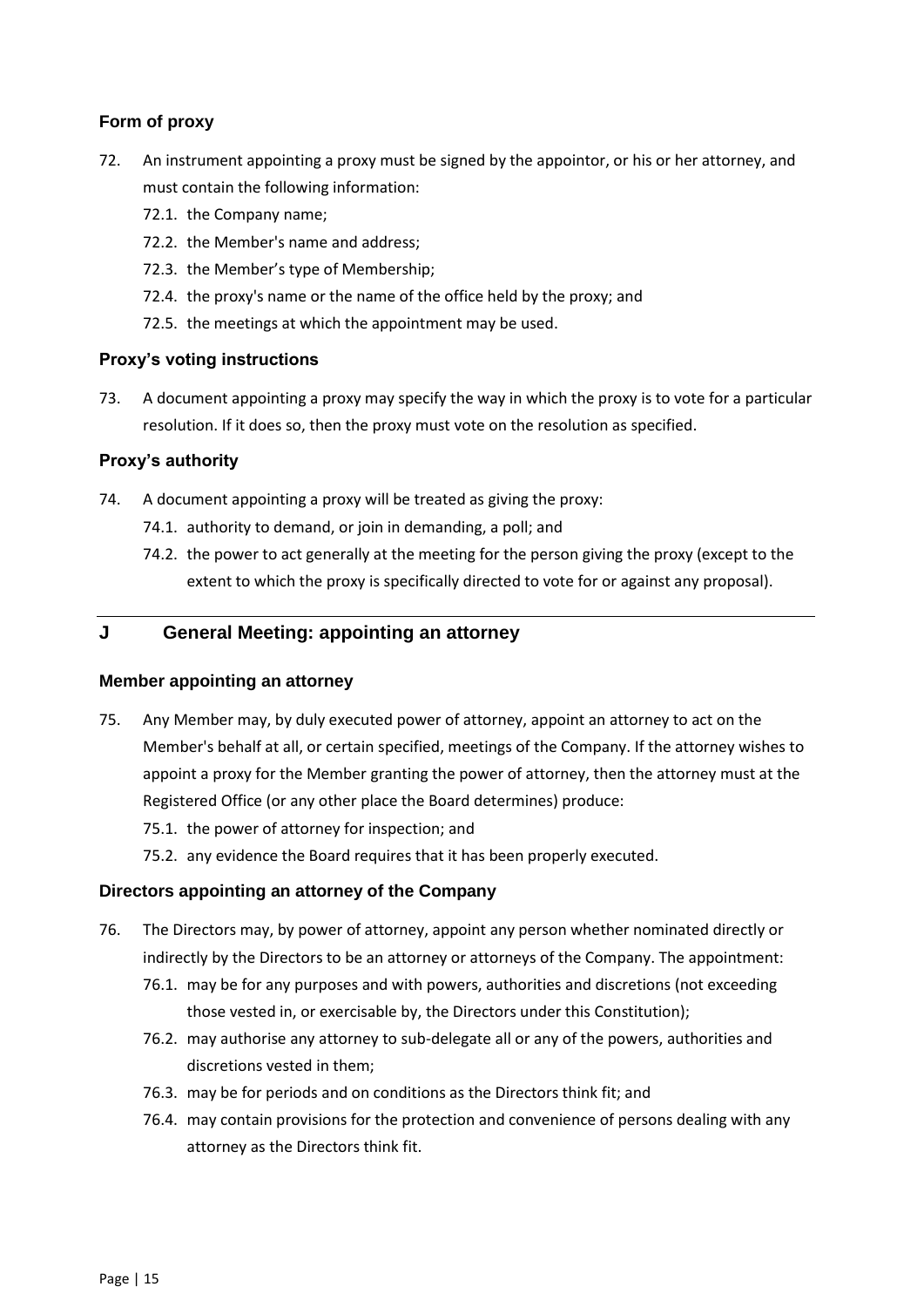### Form of proxy

72. An instrument appointing a proxy must be signed by the appointor, or his or her attorney, and must contain the following information:
    72.1. the Company name;
    72.2. the Member's name and address;
    72.3. the Member's type of Membership;
    72.4. the proxy's name or the name of the office held by the proxy; and
    72.5. the meetings at which the appointment may be used.

### Proxy's voting instructions

73. A document appointing a proxy may specify the way in which the proxy is to vote for a particular resolution. If it does so, then the proxy must vote on the resolution as specified.

### Proxy's authority

74. A document appointing a proxy will be treated as giving the proxy:
    74.1. authority to demand, or join in demanding, a poll; and
    74.2. the power to act generally at the meeting for the person giving the proxy (except to the extent to which the proxy is specifically directed to vote for or against any proposal).

## J General Meeting: appointing an attorney

### Member appointing an attorney

75. Any Member may, by duly executed power of attorney, appoint an attorney to act on the Member's behalf at all, or certain specified, meetings of the Company. If the attorney wishes to appoint a proxy for the Member granting the power of attorney, then the attorney must at the Registered Office (or any other place the Board determines) produce:
    75.1. the power of attorney for inspection; and
    75.2. any evidence the Board requires that it has been properly executed.

### Directors appointing an attorney of the Company

76. The Directors may, by power of attorney, appoint any person whether nominated directly or indirectly by the Directors to be an attorney or attorneys of the Company. The appointment:
    76.1. may be for any purposes and with powers, authorities and discretions (not exceeding those vested in, or exercisable by, the Directors under this Constitution);
    76.2. may authorise any attorney to sub-delegate all or any of the powers, authorities and discretions vested in them;
    76.3. may be for periods and on conditions as the Directors think fit; and
    76.4. may contain provisions for the protection and convenience of persons dealing with any attorney as the Directors think fit.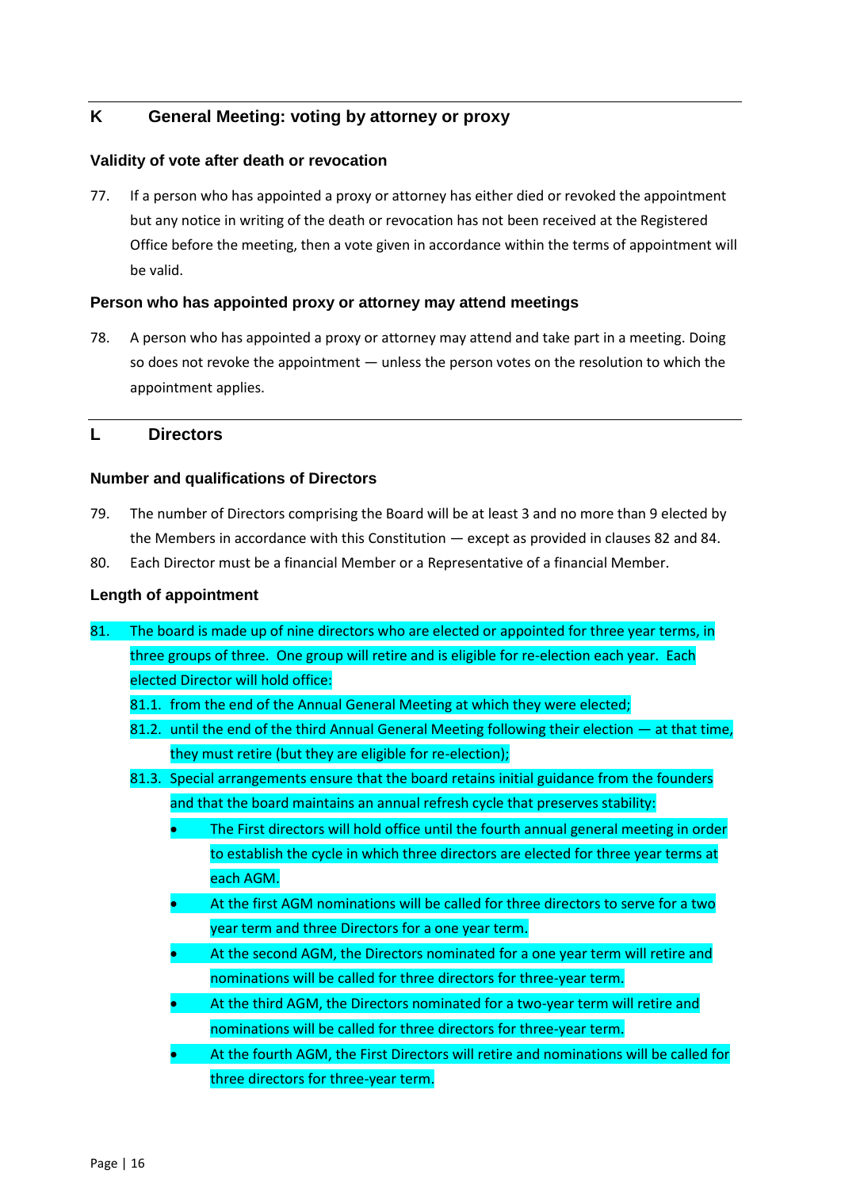## K General Meeting: voting by attorney or proxy

### Validity of vote after death or revocation

77. If a person who has appointed a proxy or attorney has either died or revoked the appointment but any notice in writing of the death or revocation has not been received at the Registered Office before the meeting, then a vote given in accordance within the terms of appointment will be valid.

### Person who has appointed proxy or attorney may attend meetings

78. A person who has appointed a proxy or attorney may attend and take part in a meeting. Doing so does not revoke the appointment — unless the person votes on the resolution to which the appointment applies.

## L Directors

### Number and qualifications of Directors

79. The number of Directors comprising the Board will be at least 3 and no more than 9 elected by the Members in accordance with this Constitution — except as provided in clauses 82 and 84.
80. Each Director must be a financial Member or a Representative of a financial Member.

### Length of appointment

81. The board is made up of nine directors who are elected or appointed for three year terms, in three groups of three. One group will retire and is eligible for re-election each year. Each elected Director will hold office:
    - 81.1. from the end of the Annual General Meeting at which they were elected;
    - 81.2. until the end of the third Annual General Meeting following their election — at that time, they must retire (but they are eligible for re-election);
    - 81.3. Special arrangements ensure that the board retains initial guidance from the founders and that the board maintains an annual refresh cycle that preserves stability:
        - The First directors will hold office until the fourth annual general meeting in order to establish the cycle in which three directors are elected for three year terms at each AGM.
        - At the first AGM nominations will be called for three directors to serve for a two year term and three Directors for a one year term.
        - At the second AGM, the Directors nominated for a one year term will retire and nominations will be called for three directors for three-year term.
        - At the third AGM, the Directors nominated for a two-year term will retire and nominations will be called for three directors for three-year term.
        - At the fourth AGM, the First Directors will retire and nominations will be called for three directors for three-year term.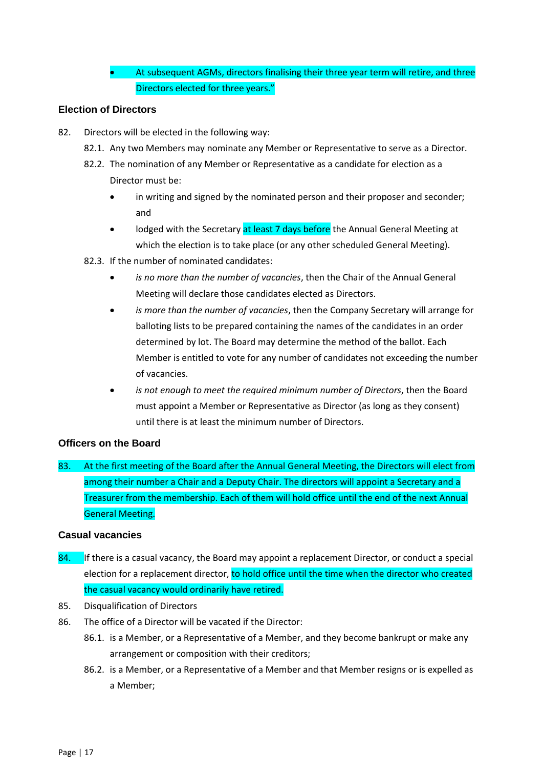- At subsequent AGMs, directors finalising their three year term will retire, and three Directors elected for three years."

### Election of Directors

82. Directors will be elected in the following way:

    82.1. Any two Members may nominate any Member or Representative to serve as a Director.

    82.2. The nomination of any Member or Representative as a candidate for election as a Director must be:

    - in writing and signed by the nominated person and their proposer and seconder; and
    - lodged with the Secretary at least 7 days before the Annual General Meeting at which the election is to take place (or any other scheduled General Meeting).

    82.3. If the number of nominated candidates:

    - *is no more than the number of vacancies*, then the Chair of the Annual General Meeting will declare those candidates elected as Directors.
    - *is more than the number of vacancies*, then the Company Secretary will arrange for balloting lists to be prepared containing the names of the candidates in an order determined by lot. The Board may determine the method of the ballot. Each Member is entitled to vote for any number of candidates not exceeding the number of vacancies.
    - *is not enough to meet the required minimum number of Directors*, then the Board must appoint a Member or Representative as Director (as long as they consent) until there is at least the minimum number of Directors.

### Officers on the Board

83. At the first meeting of the Board after the Annual General Meeting, the Directors will elect from among their number a Chair and a Deputy Chair. The directors will appoint a Secretary and a Treasurer from the membership. Each of them will hold office until the end of the next Annual General Meeting.

### Casual vacancies

84. If there is a casual vacancy, the Board may appoint a replacement Director, or conduct a special election for a replacement director, to hold office until the time when the director who created the casual vacancy would ordinarily have retired.

85. Disqualification of Directors

86. The office of a Director will be vacated if the Director:

    86.1. is a Member, or a Representative of a Member, and they become bankrupt or make any arrangement or composition with their creditors;

    86.2. is a Member, or a Representative of a Member and that Member resigns or is expelled as a Member;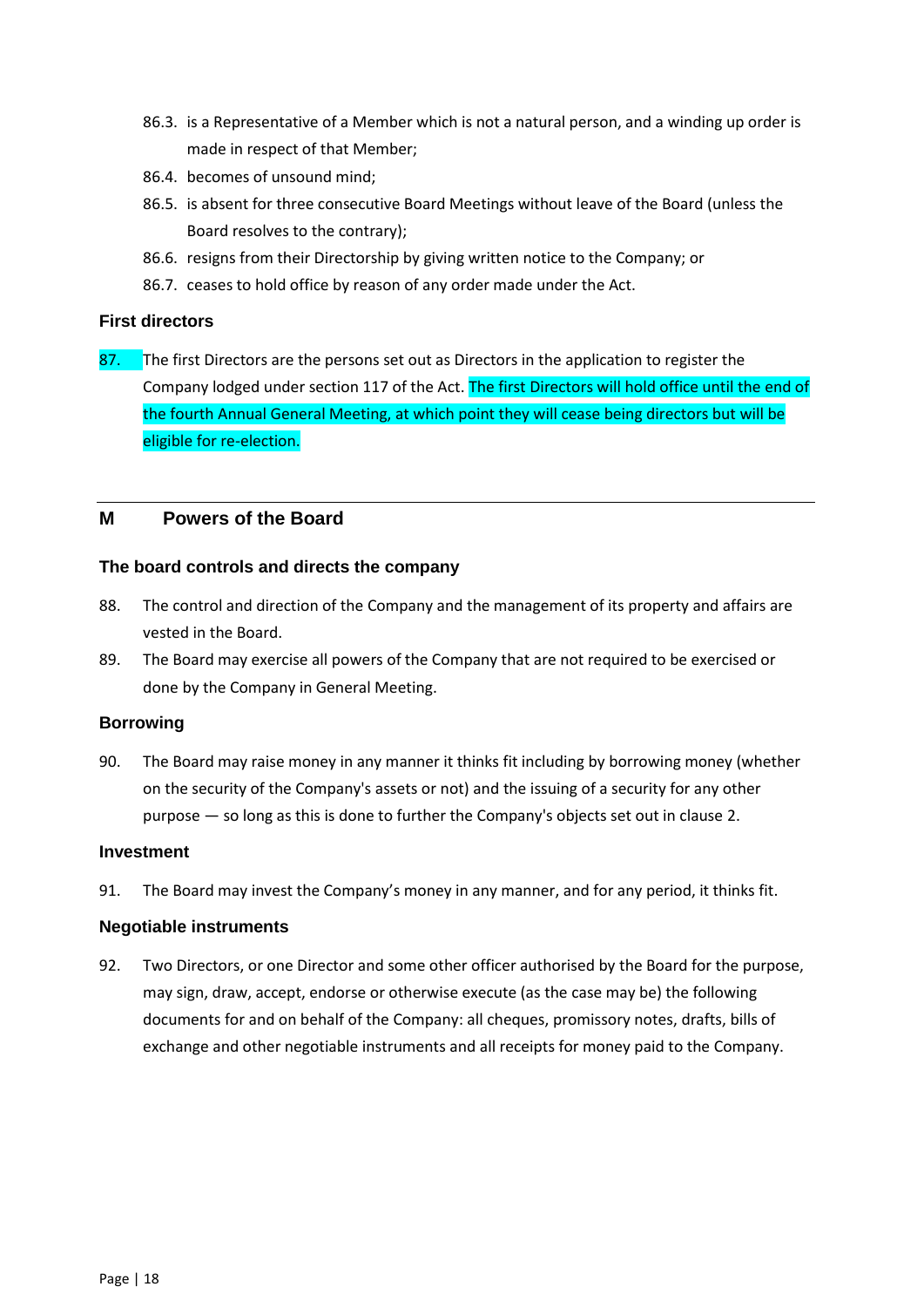86.3. is a Representative of a Member which is not a natural person, and a winding up order is made in respect of that Member;

86.4. becomes of unsound mind;

86.5. is absent for three consecutive Board Meetings without leave of the Board (unless the Board resolves to the contrary);

86.6. resigns from their Directorship by giving written notice to the Company; or

86.7. ceases to hold office by reason of any order made under the Act.

### First directors

87. The first Directors are the persons set out as Directors in the application to register the Company lodged under section 117 of the Act. The first Directors will hold office until the end of the fourth Annual General Meeting, at which point they will cease being directors but will be eligible for re-election.

## M Powers of the Board

### The board controls and directs the company

88. The control and direction of the Company and the management of its property and affairs are vested in the Board.

89. The Board may exercise all powers of the Company that are not required to be exercised or done by the Company in General Meeting.

### Borrowing

90. The Board may raise money in any manner it thinks fit including by borrowing money (whether on the security of the Company's assets or not) and the issuing of a security for any other purpose — so long as this is done to further the Company's objects set out in clause 2.

### Investment

91. The Board may invest the Company's money in any manner, and for any period, it thinks fit.

### Negotiable instruments

92. Two Directors, or one Director and some other officer authorised by the Board for the purpose, may sign, draw, accept, endorse or otherwise execute (as the case may be) the following documents for and on behalf of the Company: all cheques, promissory notes, drafts, bills of exchange and other negotiable instruments and all receipts for money paid to the Company.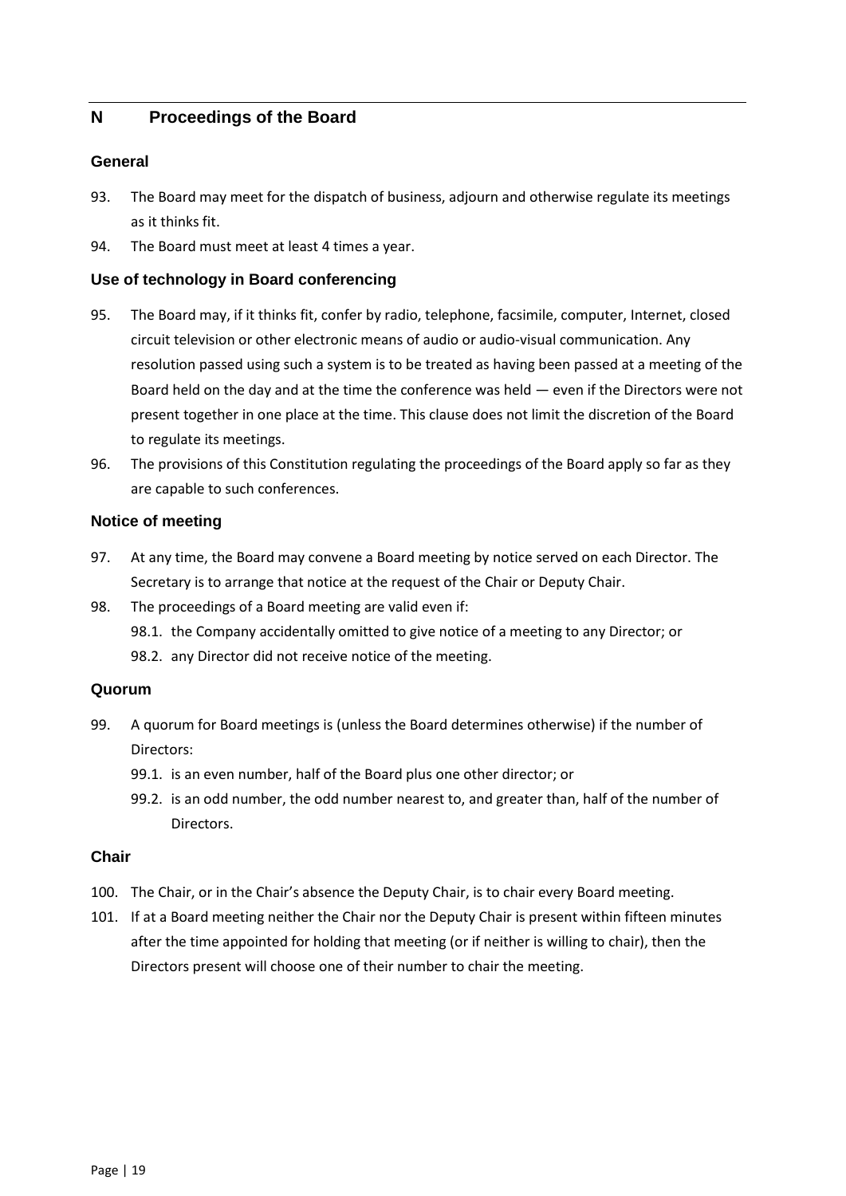## N Proceedings of the Board

### General

93. The Board may meet for the dispatch of business, adjourn and otherwise regulate its meetings as it thinks fit.
94. The Board must meet at least 4 times a year.

### Use of technology in Board conferencing

95. The Board may, if it thinks fit, confer by radio, telephone, facsimile, computer, Internet, closed circuit television or other electronic means of audio or audio-visual communication. Any resolution passed using such a system is to be treated as having been passed at a meeting of the Board held on the day and at the time the conference was held — even if the Directors were not present together in one place at the time. This clause does not limit the discretion of the Board to regulate its meetings.
96. The provisions of this Constitution regulating the proceedings of the Board apply so far as they are capable to such conferences.

### Notice of meeting

97. At any time, the Board may convene a Board meeting by notice served on each Director. The Secretary is to arrange that notice at the request of the Chair or Deputy Chair.
98. The proceedings of a Board meeting are valid even if:
    - 98.1. the Company accidentally omitted to give notice of a meeting to any Director; or
    - 98.2. any Director did not receive notice of the meeting.

### Quorum

99. A quorum for Board meetings is (unless the Board determines otherwise) if the number of Directors:
    - 99.1. is an even number, half of the Board plus one other director; or
    - 99.2. is an odd number, the odd number nearest to, and greater than, half of the number of Directors.

### Chair

100. The Chair, or in the Chair's absence the Deputy Chair, is to chair every Board meeting.
101. If at a Board meeting neither the Chair nor the Deputy Chair is present within fifteen minutes after the time appointed for holding that meeting (or if neither is willing to chair), then the Directors present will choose one of their number to chair the meeting.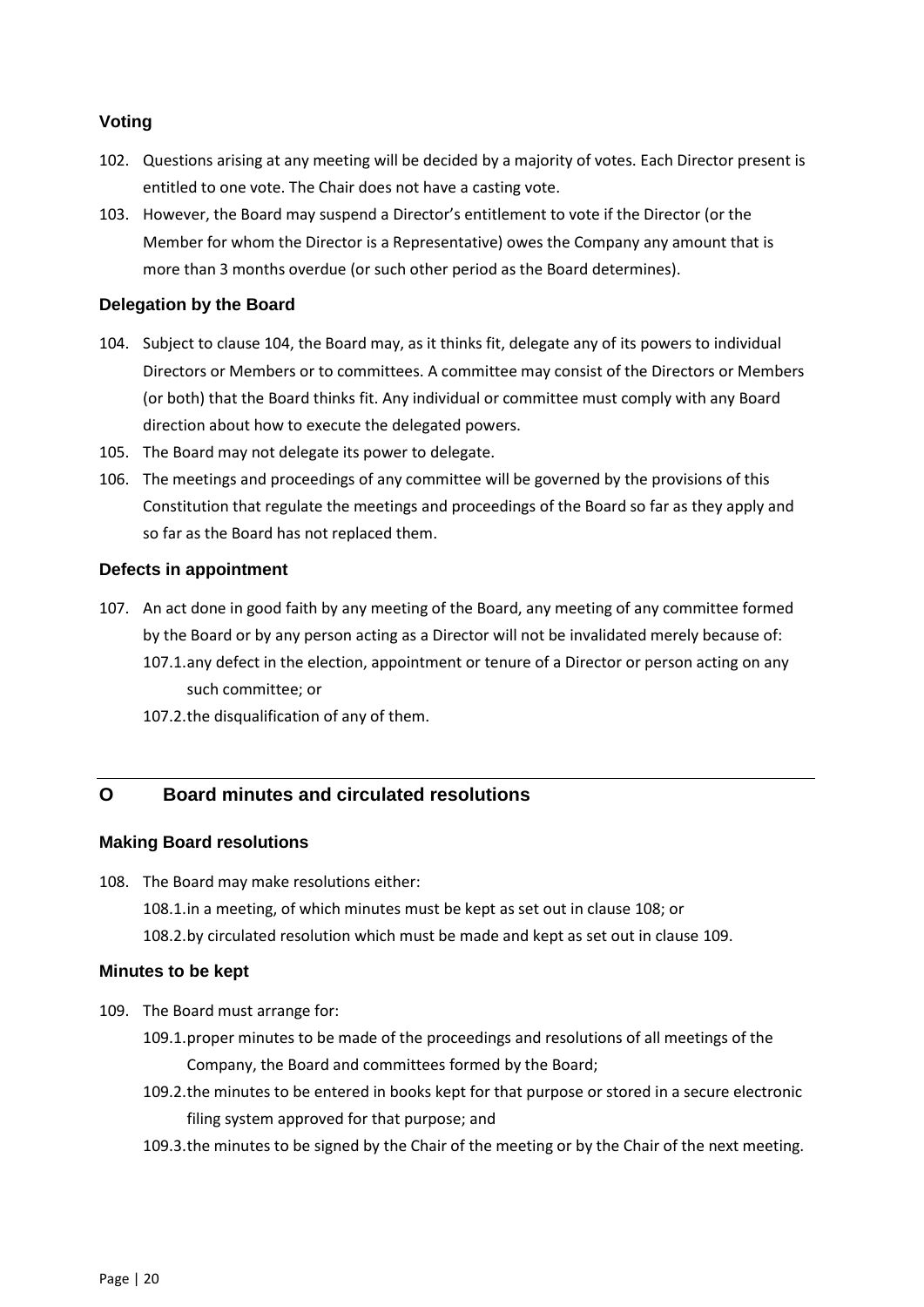### Voting

102. Questions arising at any meeting will be decided by a majority of votes. Each Director present is entitled to one vote. The Chair does not have a casting vote.
103. However, the Board may suspend a Director's entitlement to vote if the Director (or the Member for whom the Director is a Representative) owes the Company any amount that is more than 3 months overdue (or such other period as the Board determines).

### Delegation by the Board

104. Subject to clause 104, the Board may, as it thinks fit, delegate any of its powers to individual Directors or Members or to committees. A committee may consist of the Directors or Members (or both) that the Board thinks fit. Any individual or committee must comply with any Board direction about how to execute the delegated powers.
105. The Board may not delegate its power to delegate.
106. The meetings and proceedings of any committee will be governed by the provisions of this Constitution that regulate the meetings and proceedings of the Board so far as they apply and so far as the Board has not replaced them.

### Defects in appointment

107. An act done in good faith by any meeting of the Board, any meeting of any committee formed by the Board or by any person acting as a Director will not be invalidated merely because of:
    107.1. any defect in the election, appointment or tenure of a Director or person acting on any such committee; or
    107.2. the disqualification of any of them.

## O Board minutes and circulated resolutions

### Making Board resolutions

108. The Board may make resolutions either:
    108.1. in a meeting, of which minutes must be kept as set out in clause 108; or
    108.2. by circulated resolution which must be made and kept as set out in clause 109.

### Minutes to be kept

109. The Board must arrange for:
    109.1. proper minutes to be made of the proceedings and resolutions of all meetings of the Company, the Board and committees formed by the Board;
    109.2. the minutes to be entered in books kept for that purpose or stored in a secure electronic filing system approved for that purpose; and
    109.3. the minutes to be signed by the Chair of the meeting or by the Chair of the next meeting.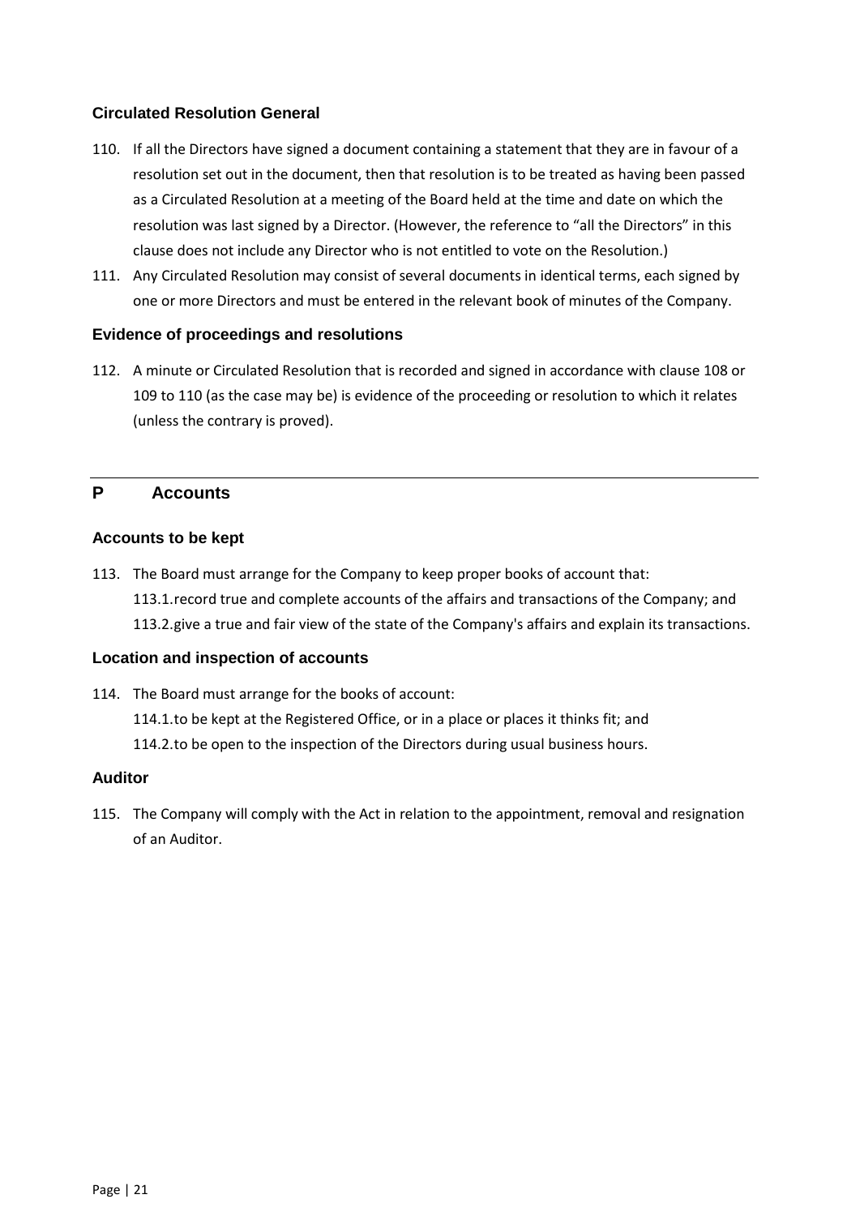### Circulated Resolution General

110. If all the Directors have signed a document containing a statement that they are in favour of a resolution set out in the document, then that resolution is to be treated as having been passed as a Circulated Resolution at a meeting of the Board held at the time and date on which the resolution was last signed by a Director. (However, the reference to "all the Directors" in this clause does not include any Director who is not entitled to vote on the Resolution.)
111. Any Circulated Resolution may consist of several documents in identical terms, each signed by one or more Directors and must be entered in the relevant book of minutes of the Company.

### Evidence of proceedings and resolutions

112. A minute or Circulated Resolution that is recorded and signed in accordance with clause 108 or 109 to 110 (as the case may be) is evidence of the proceeding or resolution to which it relates (unless the contrary is proved).

## P Accounts

### Accounts to be kept

113. The Board must arrange for the Company to keep proper books of account that:
    113.1. record true and complete accounts of the affairs and transactions of the Company; and
    113.2. give a true and fair view of the state of the Company's affairs and explain its transactions.

### Location and inspection of accounts

114. The Board must arrange for the books of account:
    114.1. to be kept at the Registered Office, or in a place or places it thinks fit; and
    114.2. to be open to the inspection of the Directors during usual business hours.

### Auditor

115. The Company will comply with the Act in relation to the appointment, removal and resignation of an Auditor.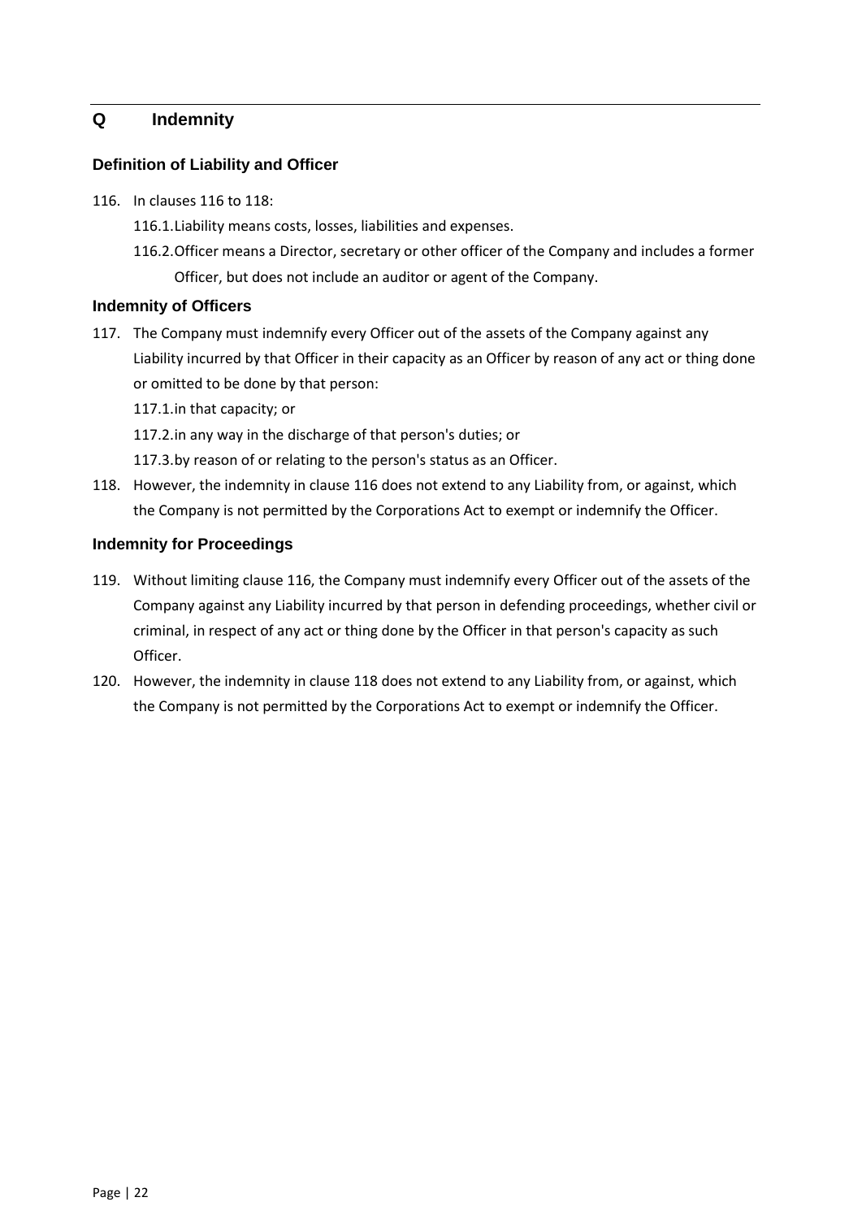## Q Indemnity

### Definition of Liability and Officer

116. In clauses 116 to 118:

    116.1. Liability means costs, losses, liabilities and expenses.

    116.2. Officer means a Director, secretary or other officer of the Company and includes a former Officer, but does not include an auditor or agent of the Company.

### Indemnity of Officers

117. The Company must indemnify every Officer out of the assets of the Company against any Liability incurred by that Officer in their capacity as an Officer by reason of any act or thing done or omitted to be done by that person:

    117.1. in that capacity; or

    117.2. in any way in the discharge of that person's duties; or

    117.3. by reason of or relating to the person's status as an Officer.

118. However, the indemnity in clause 116 does not extend to any Liability from, or against, which the Company is not permitted by the Corporations Act to exempt or indemnify the Officer.

### Indemnity for Proceedings

119. Without limiting clause 116, the Company must indemnify every Officer out of the assets of the Company against any Liability incurred by that person in defending proceedings, whether civil or criminal, in respect of any act or thing done by the Officer in that person's capacity as such Officer.

120. However, the indemnity in clause 118 does not extend to any Liability from, or against, which the Company is not permitted by the Corporations Act to exempt or indemnify the Officer.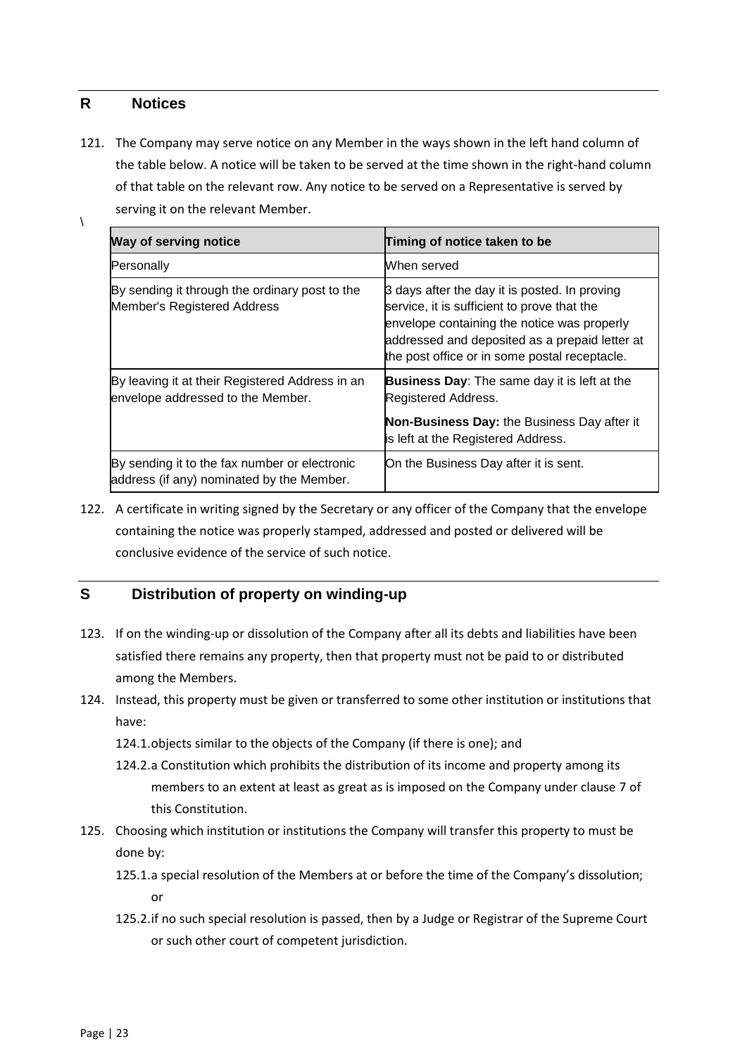## R Notices

121. The Company may serve notice on any Member in the ways shown in the left hand column of the table below. A notice will be taken to be served at the time shown in the right-hand column of that table on the relevant row. Any notice to be served on a Representative is served by serving it on the relevant Member.

\

| Way of serving notice | Timing of notice taken to be |
|---|---|
| Personally | When served |
| By sending it through the ordinary post to the Member's Registered Address | 3 days after the day it is posted. In proving service, it is sufficient to prove that the envelope containing the notice was properly addressed and deposited as a prepaid letter at the post office or in some postal receptacle. |
| By leaving it at their Registered Address in an envelope addressed to the Member. | **Business Day**: The same day it is left at the Registered Address. **Non-Business Day:** the Business Day after it is left at the Registered Address. |
| By sending it to the fax number or electronic address (if any) nominated by the Member. | On the Business Day after it is sent. |

122. A certificate in writing signed by the Secretary or any officer of the Company that the envelope containing the notice was properly stamped, addressed and posted or delivered will be conclusive evidence of the service of such notice.

## S Distribution of property on winding-up

123. If on the winding-up or dissolution of the Company after all its debts and liabilities have been satisfied there remains any property, then that property must not be paid to or distributed among the Members.
124. Instead, this property must be given or transferred to some other institution or institutions that have:
    124.1. objects similar to the objects of the Company (if there is one); and
    124.2. a Constitution which prohibits the distribution of its income and property among its members to an extent at least as great as is imposed on the Company under clause 7 of this Constitution.
125. Choosing which institution or institutions the Company will transfer this property to must be done by:
    125.1. a special resolution of the Members at or before the time of the Company's dissolution; or
    125.2. if no such special resolution is passed, then by a Judge or Registrar of the Supreme Court or such other court of competent jurisdiction.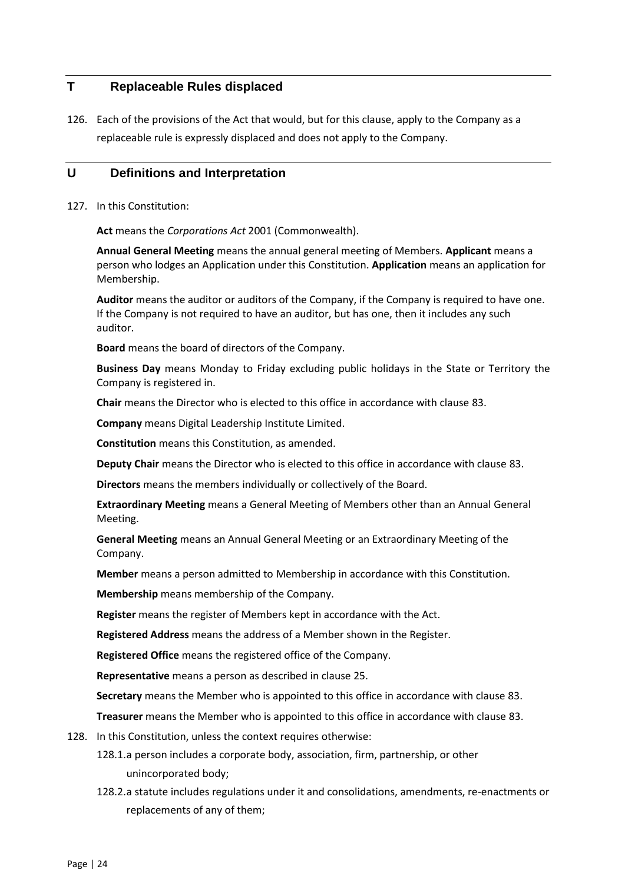## T Replaceable Rules displaced

126. Each of the provisions of the Act that would, but for this clause, apply to the Company as a replaceable rule is expressly displaced and does not apply to the Company.

## U Definitions and Interpretation

127. In this Constitution:

**Act** means the *Corporations Act* 2001 (Commonwealth).

**Annual General Meeting** means the annual general meeting of Members. **Applicant** means a person who lodges an Application under this Constitution. **Application** means an application for Membership.

**Auditor** means the auditor or auditors of the Company, if the Company is required to have one. If the Company is not required to have an auditor, but has one, then it includes any such auditor.

**Board** means the board of directors of the Company.

**Business Day** means Monday to Friday excluding public holidays in the State or Territory the Company is registered in.

**Chair** means the Director who is elected to this office in accordance with clause 83.

**Company** means Digital Leadership Institute Limited.

**Constitution** means this Constitution, as amended.

**Deputy Chair** means the Director who is elected to this office in accordance with clause 83.

**Directors** means the members individually or collectively of the Board.

**Extraordinary Meeting** means a General Meeting of Members other than an Annual General Meeting.

**General Meeting** means an Annual General Meeting or an Extraordinary Meeting of the Company.

**Member** means a person admitted to Membership in accordance with this Constitution.

**Membership** means membership of the Company.

**Register** means the register of Members kept in accordance with the Act.

**Registered Address** means the address of a Member shown in the Register.

**Registered Office** means the registered office of the Company.

**Representative** means a person as described in clause 25.

**Secretary** means the Member who is appointed to this office in accordance with clause 83.

**Treasurer** means the Member who is appointed to this office in accordance with clause 83.

128. In this Constitution, unless the context requires otherwise:

128.1. a person includes a corporate body, association, firm, partnership, or other unincorporated body;

128.2. a statute includes regulations under it and consolidations, amendments, re-enactments or replacements of any of them;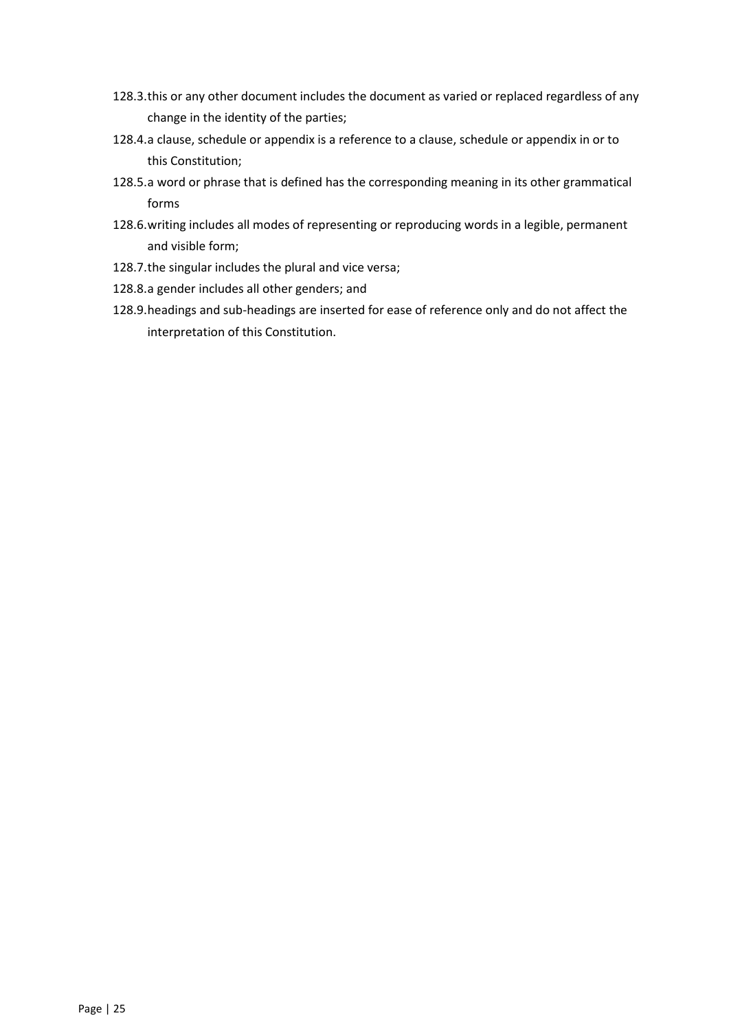128.3. this or any other document includes the document as varied or replaced regardless of any change in the identity of the parties;

128.4. a clause, schedule or appendix is a reference to a clause, schedule or appendix in or to this Constitution;

128.5. a word or phrase that is defined has the corresponding meaning in its other grammatical forms

128.6. writing includes all modes of representing or reproducing words in a legible, permanent and visible form;

128.7. the singular includes the plural and vice versa;

128.8. a gender includes all other genders; and

128.9. headings and sub-headings are inserted for ease of reference only and do not affect the interpretation of this Constitution.